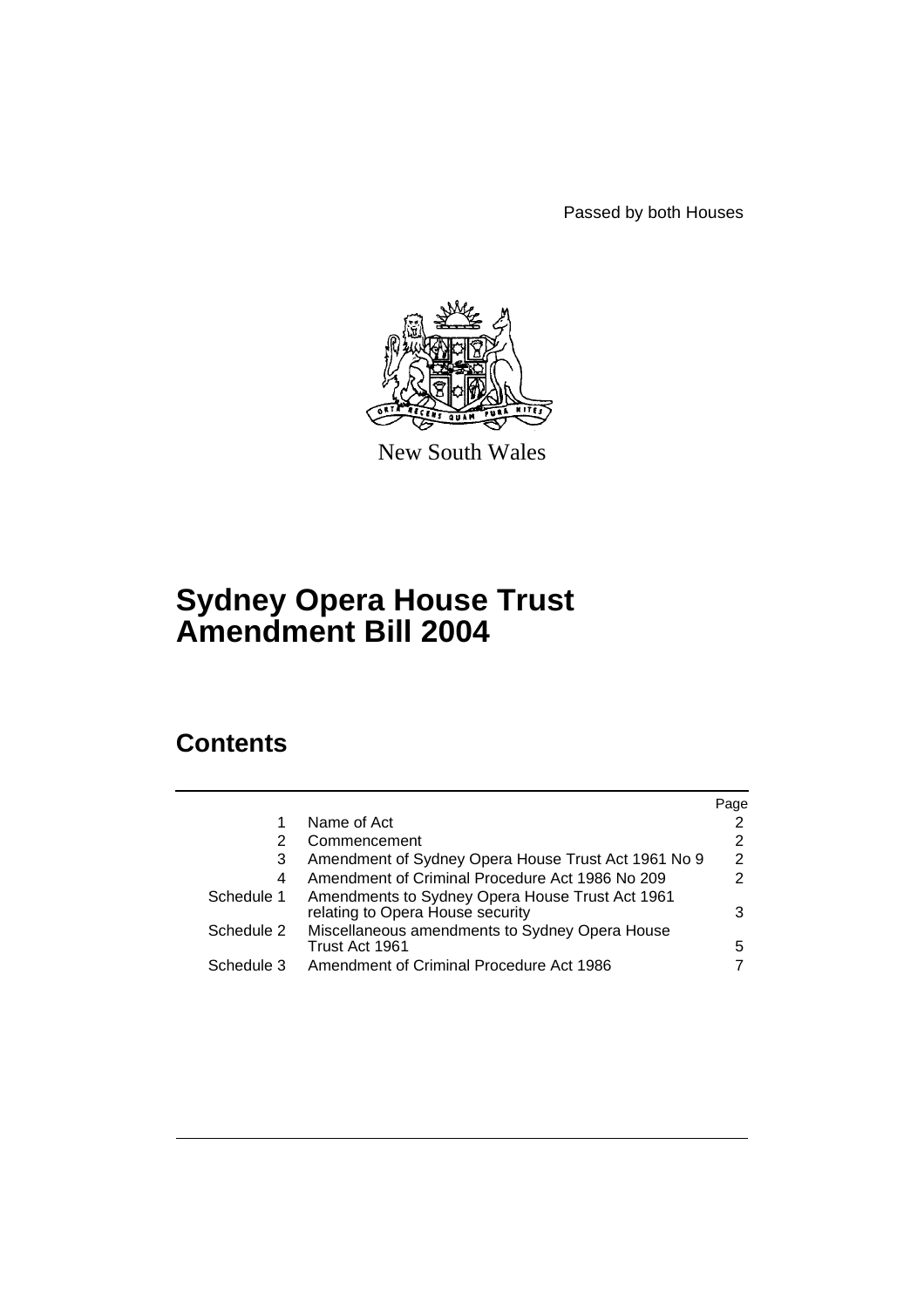Passed by both Houses

New South Wales

# Sydney Opera House Trust Amendment Bill 2004

## Contents

| | | Page |
|---|---|---|
| 1 | Name of Act | 2 |
| 2 | Commencement | 2 |
| 3 | Amendment of Sydney Opera House Trust Act 1961 No 9 | 2 |
| 4 | Amendment of Criminal Procedure Act 1986 No 209 | 2 |
| Schedule 1 | Amendments to Sydney Opera House Trust Act 1961 relating to Opera House security | 3 |
| Schedule 2 | Miscellaneous amendments to Sydney Opera House Trust Act 1961 | 5 |
| Schedule 3 | Amendment of Criminal Procedure Act 1986 | 7 |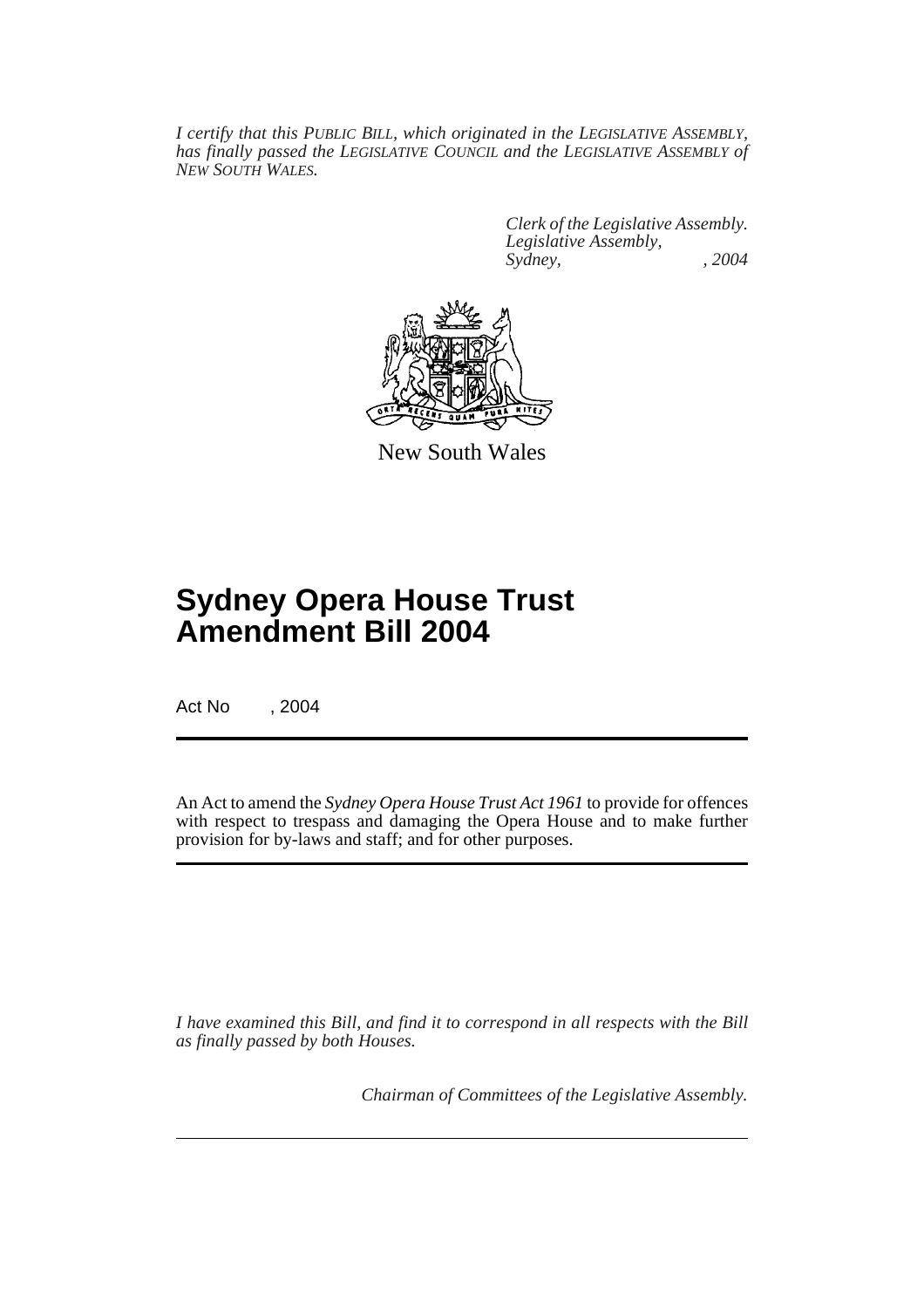*I certify that this PUBLIC BILL, which originated in the LEGISLATIVE ASSEMBLY, has finally passed the LEGISLATIVE COUNCIL and the LEGISLATIVE ASSEMBLY of NEW SOUTH WALES.*

*Clerk of the Legislative Assembly.*
*Legislative Assembly,*
*Sydney, , 2004*

New South Wales

# Sydney Opera House Trust Amendment Bill 2004

Act No , 2004

An Act to amend the *Sydney Opera House Trust Act 1961* to provide for offences with respect to trespass and damaging the Opera House and to make further provision for by-laws and staff; and for other purposes.

*I have examined this Bill, and find it to correspond in all respects with the Bill as finally passed by both Houses.*

*Chairman of Committees of the Legislative Assembly.*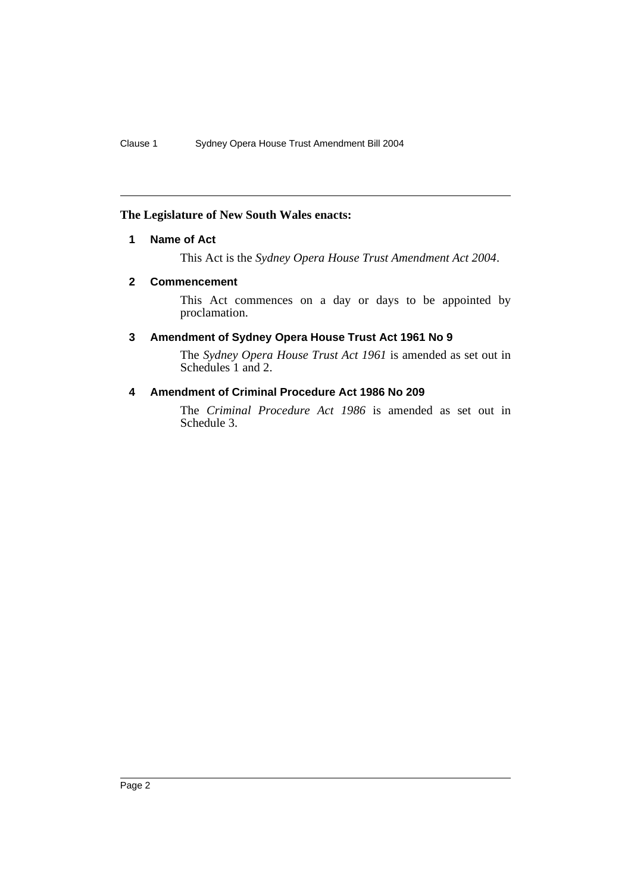**The Legislature of New South Wales enacts:**

### 1 Name of Act

This Act is the *Sydney Opera House Trust Amendment Act 2004*.

### 2 Commencement

This Act commences on a day or days to be appointed by proclamation.

### 3 Amendment of Sydney Opera House Trust Act 1961 No 9

The *Sydney Opera House Trust Act 1961* is amended as set out in Schedules 1 and 2.

### 4 Amendment of Criminal Procedure Act 1986 No 209

The *Criminal Procedure Act 1986* is amended as set out in Schedule 3.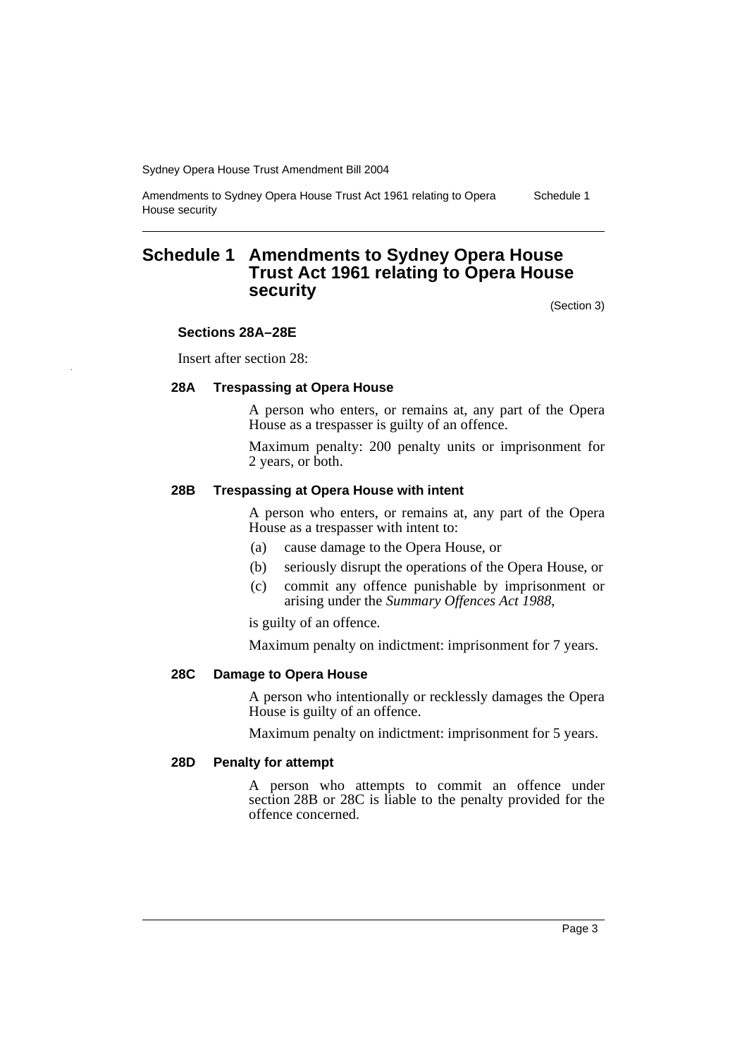# Schedule 1 Amendments to Sydney Opera House Trust Act 1961 relating to Opera House security

(Section 3)

### Sections 28A–28E

Insert after section 28:

#### 28A Trespassing at Opera House

A person who enters, or remains at, any part of the Opera House as a trespasser is guilty of an offence.

Maximum penalty: 200 penalty units or imprisonment for 2 years, or both.

#### 28B Trespassing at Opera House with intent

A person who enters, or remains at, any part of the Opera House as a trespasser with intent to:

(a) cause damage to the Opera House, or

(b) seriously disrupt the operations of the Opera House, or

(c) commit any offence punishable by imprisonment or arising under the *Summary Offences Act 1988*,

is guilty of an offence.

Maximum penalty on indictment: imprisonment for 7 years.

#### 28C Damage to Opera House

A person who intentionally or recklessly damages the Opera House is guilty of an offence.

Maximum penalty on indictment: imprisonment for 5 years.

#### 28D Penalty for attempt

A person who attempts to commit an offence under section 28B or 28C is liable to the penalty provided for the offence concerned.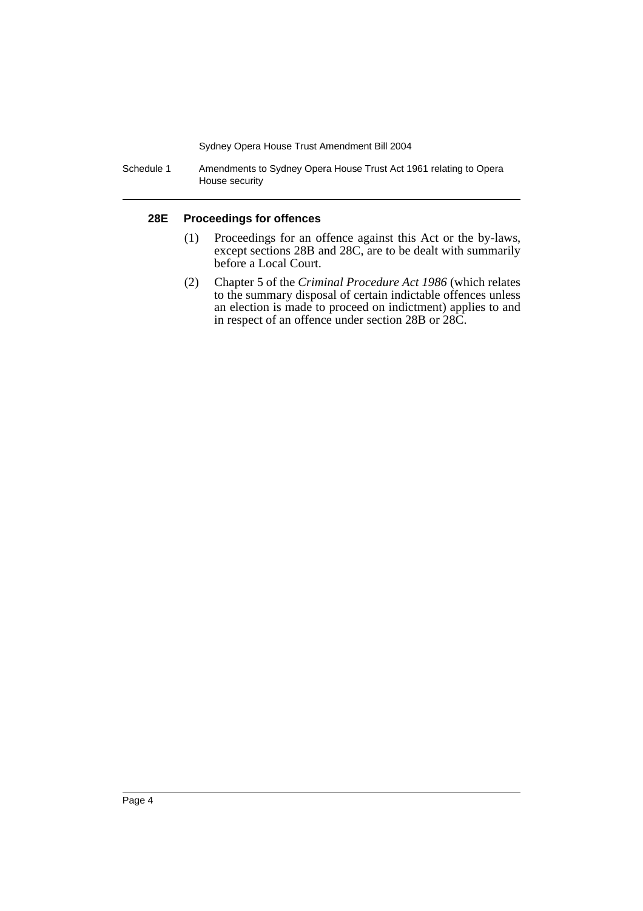#### 28E Proceedings for offences

(1) Proceedings for an offence against this Act or the by-laws, except sections 28B and 28C, are to be dealt with summarily before a Local Court.

(2) Chapter 5 of the *Criminal Procedure Act 1986* (which relates to the summary disposal of certain indictable offences unless an election is made to proceed on indictment) applies to and in respect of an offence under section 28B or 28C.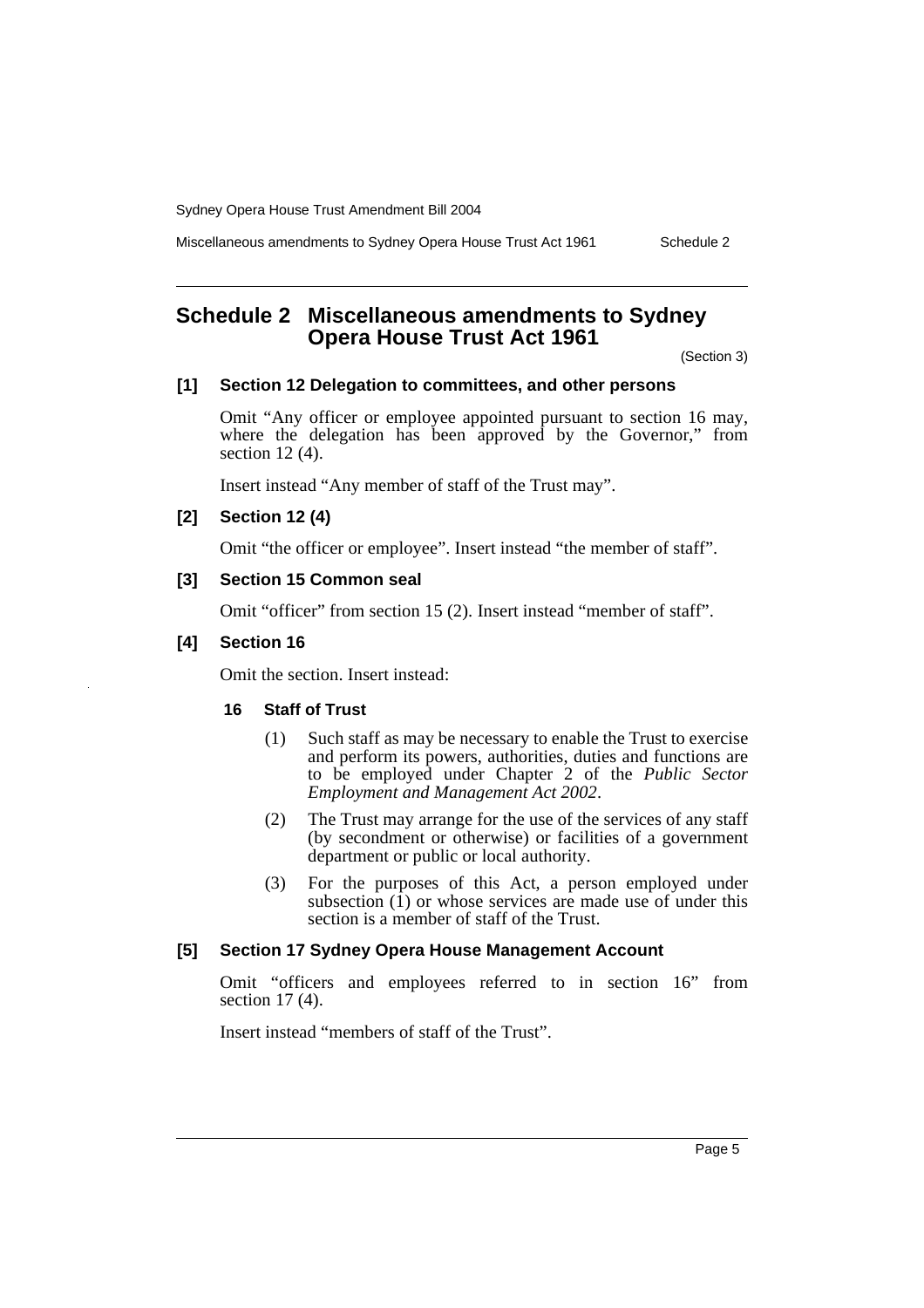# Schedule 2 Miscellaneous amendments to Sydney Opera House Trust Act 1961

(Section 3)

### [1] Section 12 Delegation to committees, and other persons

Omit "Any officer or employee appointed pursuant to section 16 may, where the delegation has been approved by the Governor," from section 12 (4).

Insert instead "Any member of staff of the Trust may".

### [2] Section 12 (4)

Omit "the officer or employee". Insert instead "the member of staff".

### [3] Section 15 Common seal

Omit "officer" from section 15 (2). Insert instead "member of staff".

### [4] Section 16

Omit the section. Insert instead:

#### 16 Staff of Trust

(1) Such staff as may be necessary to enable the Trust to exercise and perform its powers, authorities, duties and functions are to be employed under Chapter 2 of the *Public Sector Employment and Management Act 2002*.

(2) The Trust may arrange for the use of the services of any staff (by secondment or otherwise) or facilities of a government department or public or local authority.

(3) For the purposes of this Act, a person employed under subsection (1) or whose services are made use of under this section is a member of staff of the Trust.

### [5] Section 17 Sydney Opera House Management Account

Omit "officers and employees referred to in section 16" from section 17 (4).

Insert instead "members of staff of the Trust".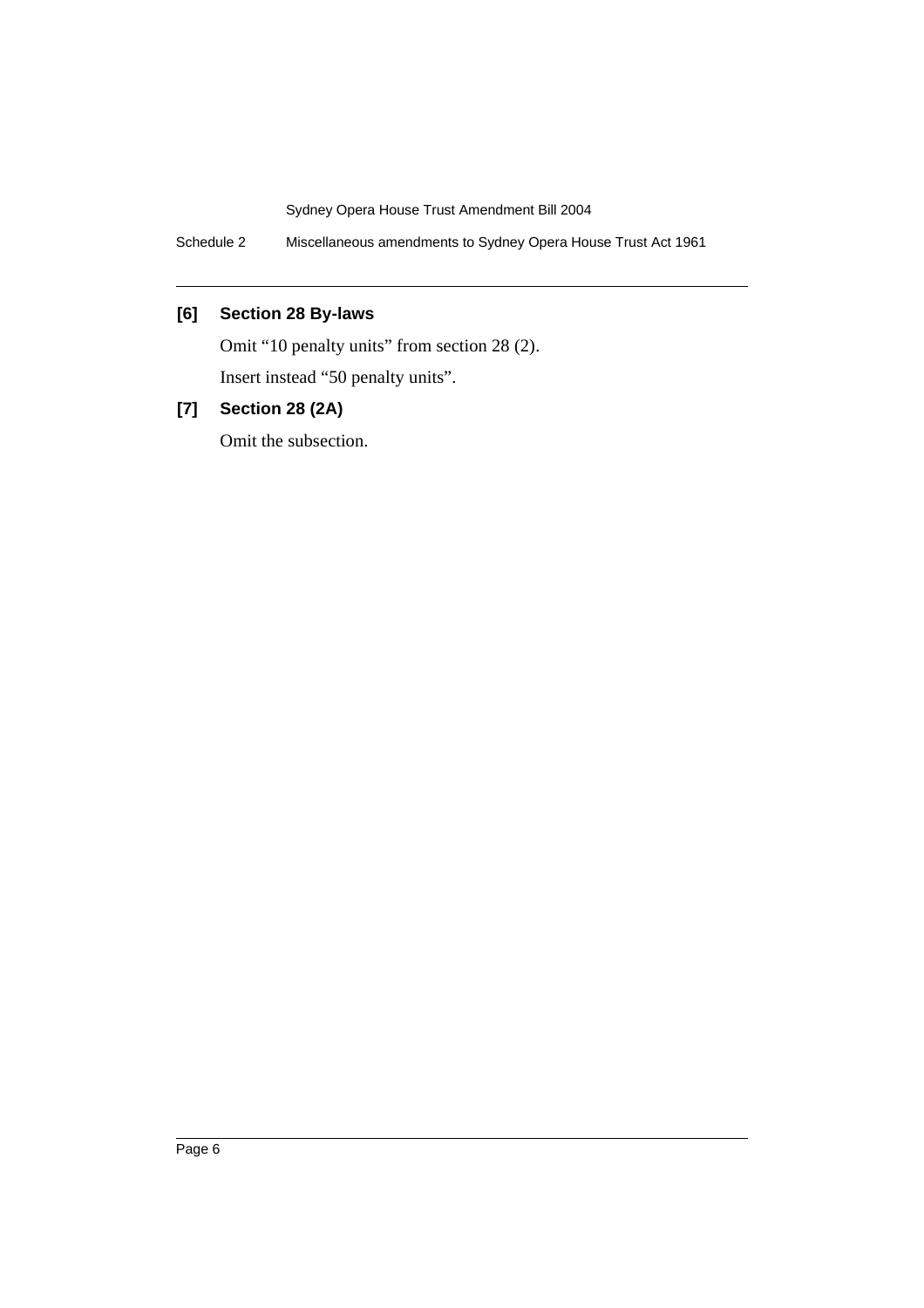### [6] Section 28 By-laws

Omit "10 penalty units" from section 28 (2).

Insert instead "50 penalty units".

### [7] Section 28 (2A)

Omit the subsection.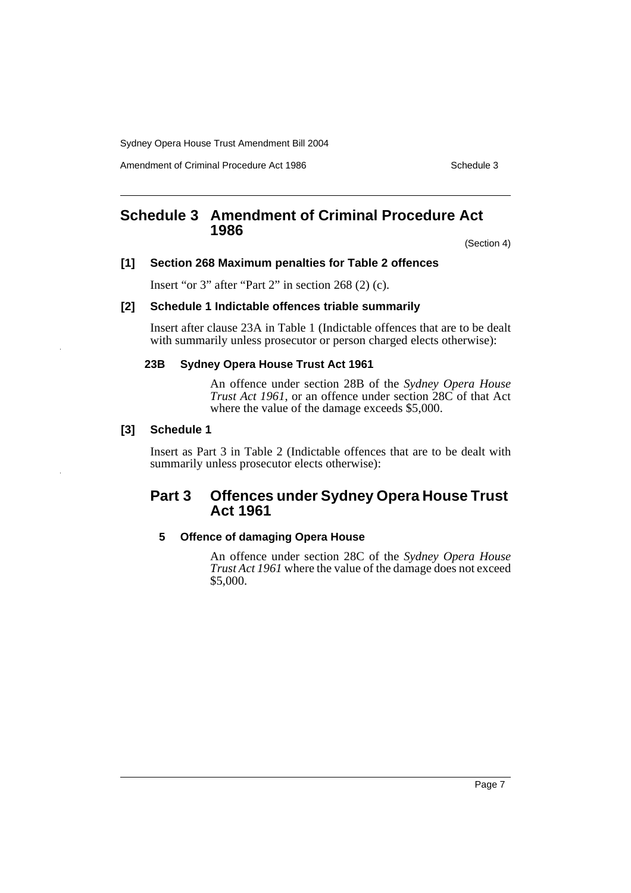## Schedule 3 Amendment of Criminal Procedure Act 1986

(Section 4)

**[1] Section 268 Maximum penalties for Table 2 offences**

Insert "or 3" after "Part 2" in section 268 (2) (c).

**[2] Schedule 1 Indictable offences triable summarily**

Insert after clause 23A in Table 1 (Indictable offences that are to be dealt with summarily unless prosecutor or person charged elects otherwise):

**23B Sydney Opera House Trust Act 1961**

An offence under section 28B of the *Sydney Opera House Trust Act 1961*, or an offence under section 28C of that Act where the value of the damage exceeds $5,000.

**[3] Schedule 1**

Insert as Part 3 in Table 2 (Indictable offences that are to be dealt with summarily unless prosecutor elects otherwise):

### Part 3 Offences under Sydney Opera House Trust Act 1961

**5 Offence of damaging Opera House**

An offence under section 28C of the *Sydney Opera House Trust Act 1961* where the value of the damage does not exceed $5,000.